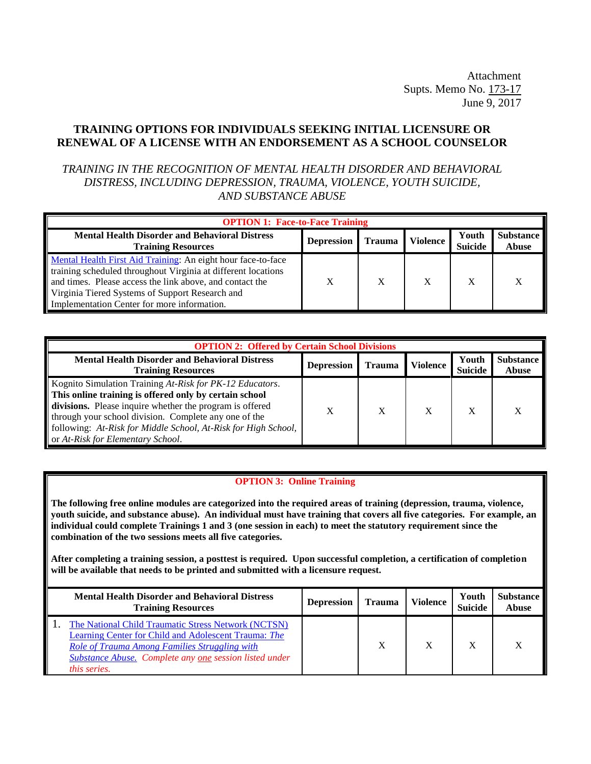Attachment
Supts. Memo No. 173-17
June 9, 2017

## TRAINING OPTIONS FOR INDIVIDUALS SEEKING INITIAL LICENSURE OR RENEWAL OF A LICENSE WITH AN ENDORSEMENT AS A SCHOOL COUNSELOR

*TRAINING IN THE RECOGNITION OF MENTAL HEALTH DISORDER AND BEHAVIORAL DISTRESS, INCLUDING DEPRESSION, TRAUMA, VIOLENCE, YOUTH SUICIDE, AND SUBSTANCE ABUSE*

| **OPTION 1: Face-to-Face Training** | | | | | |
|---|---|---|---|---|---|
| **Mental Health Disorder and Behavioral Distress Training Resources** | **Depression** | **Trauma** | **Violence** | **Youth Suicide** | **Substance Abuse** |
| Mental Health First Aid Training: An eight hour face-to-face training scheduled throughout Virginia at different locations and times. Please access the link above, and contact the Virginia Tiered Systems of Support Research and Implementation Center for more information. | X | X | X | X | X |

| **OPTION 2: Offered by Certain School Divisions** | | | | | |
|---|---|---|---|---|---|
| **Mental Health Disorder and Behavioral Distress Training Resources** | **Depression** | **Trauma** | **Violence** | **Youth Suicide** | **Substance Abuse** |
| Kognito Simulation Training *At-Risk for PK-12 Educators*. **This online training is offered only by certain school divisions.** Please inquire whether the program is offered through your school division. Complete any one of the following: *At-Risk for Middle School, At-Risk for High School,* or *At-Risk for Elementary School*. | X | X | X | X | X |

### OPTION 3: Online Training

**The following free online modules are categorized into the required areas of training (depression, trauma, violence, youth suicide, and substance abuse). An individual must have training that covers all five categories. For example, an individual could complete Trainings 1 and 3 (one session in each) to meet the statutory requirement since the combination of the two sessions meets all five categories.**

**After completing a training session, a posttest is required. Upon successful completion, a certification of completion will be available that needs to be printed and submitted with a licensure request.**

| **Mental Health Disorder and Behavioral Distress Training Resources** | **Depression** | **Trauma** | **Violence** | **Youth Suicide** | **Substance Abuse** |
|---|---|---|---|---|---|
| 1. The National Child Traumatic Stress Network (NCTSN) Learning Center for Child and Adolescent Trauma: *The Role of Trauma Among Families Struggling with Substance Abuse.* *Complete any one session listed under this series.* | | X | X | X | X |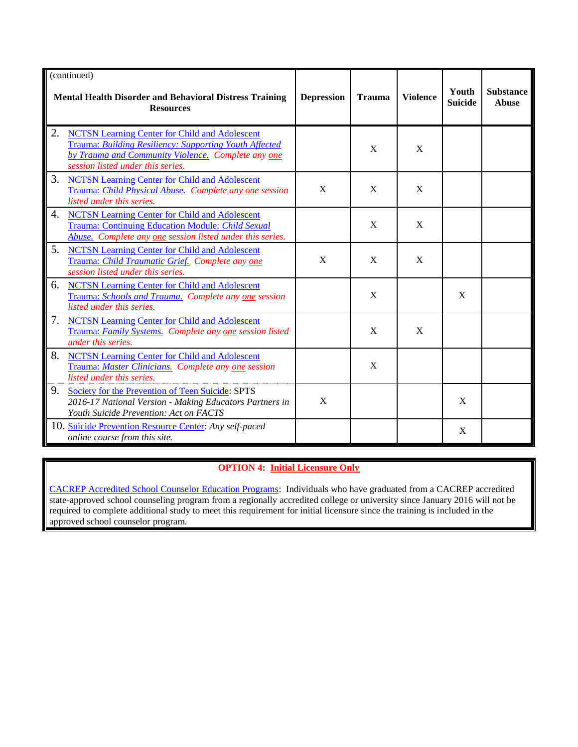| (continued)<br>**Mental Health Disorder and Behavioral Distress Training Resources** | **Depression** | **Trauma** | **Violence** | **Youth Suicide** | **Substance Abuse** |
|---|---|---|---|---|---|
| 2. NCTSN Learning Center for Child and Adolescent Trauma: *Building Resiliency: Supporting Youth Affected by Trauma and Community Violence.* *Complete any one session listed under this series.* | | X | X | | |
| 3. NCTSN Learning Center for Child and Adolescent Trauma: *Child Physical Abuse.* *Complete any one session listed under this series.* | X | X | X | | |
| 4. NCTSN Learning Center for Child and Adolescent Trauma: Continuing Education Module: *Child Sexual Abuse.* *Complete any one session listed under this series.* | | X | X | | |
| 5. NCTSN Learning Center for Child and Adolescent Trauma: *Child Traumatic Grief.* *Complete any one session listed under this series.* | X | X | X | | |
| 6. NCTSN Learning Center for Child and Adolescent Trauma: *Schools and Trauma.* *Complete any one session listed under this series.* | | X | | X | |
| 7. NCTSN Learning Center for Child and Adolescent Trauma: *Family Systems.* *Complete any one session listed under this series.* | | X | X | | |
| 8. NCTSN Learning Center for Child and Adolescent Trauma: *Master Clinicians.* *Complete any one session listed under this series.* | | X | | | |
| 9. Society for the Prevention of Teen Suicide: SPTS *2016-17 National Version - Making Educators Partners in Youth Suicide Prevention: Act on FACTS* | X | | | X | |
| 10. Suicide Prevention Resource Center: *Any self-paced online course from this site.* | | | | X | |

**OPTION 4: Initial Licensure Only**

CACREP Accredited School Counselor Education Programs: Individuals who have graduated from a CACREP accredited state-approved school counseling program from a regionally accredited college or university since January 2016 will not be required to complete additional study to meet this requirement for initial licensure since the training is included in the approved school counselor program.